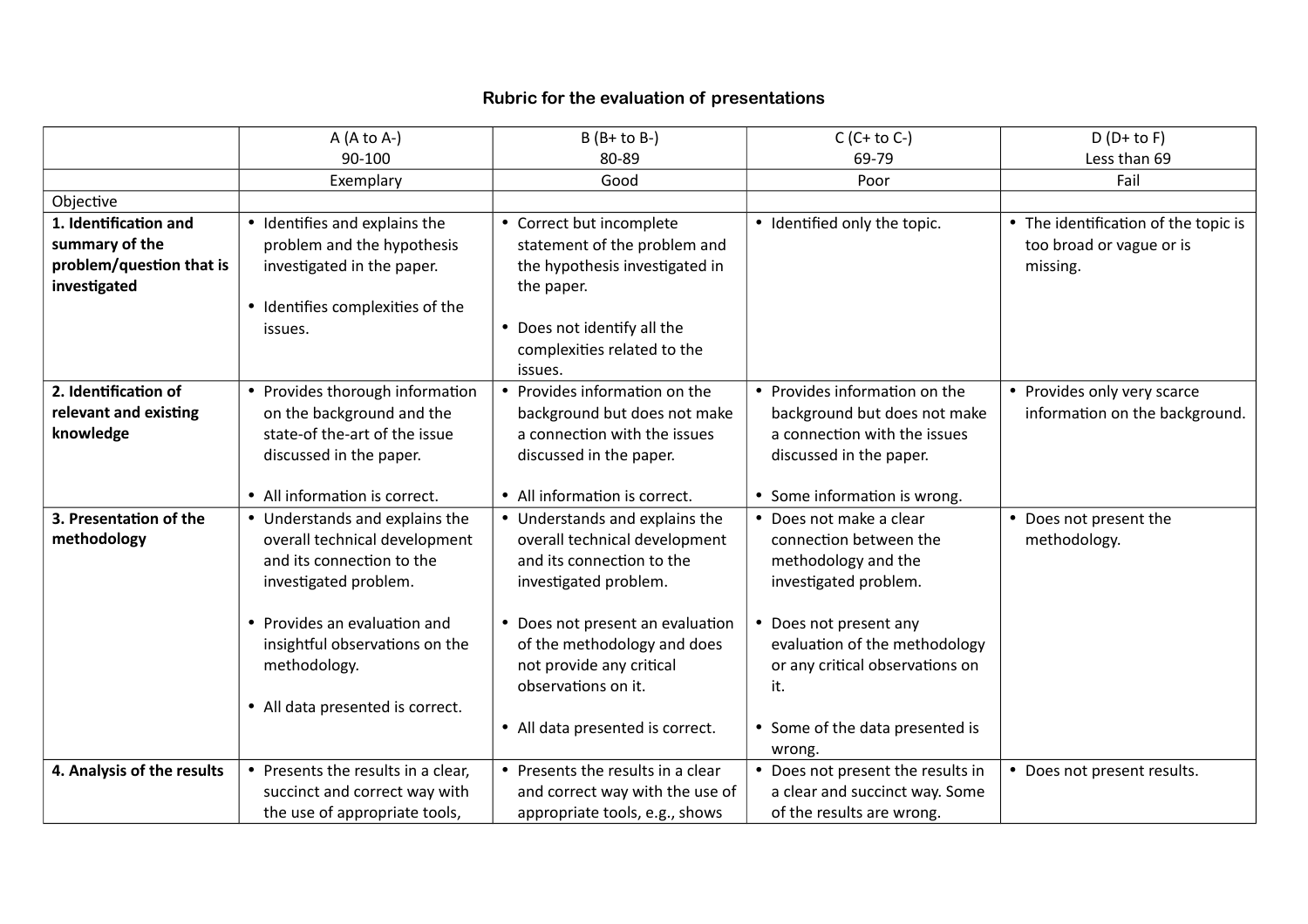# Rubric for the evaluation of presentations

| | A (A to A-)<br>90-100 | B (B+ to B-)<br>80-89 | C (C+ to C-)<br>69-79 | D (D+ to F)<br>Less than 69 |
|---|---|---|---|---|
| | Exemplary | Good | Poor | Fail |
| Objective | | | | |
| **1. Identification and summary of the problem/question that is investigated** | • Identifies and explains the problem and the hypothesis investigated in the paper.<br>• Identifies complexities of the issues. | • Correct but incomplete statement of the problem and the hypothesis investigated in the paper.<br>• Does not identify all the complexities related to the issues. | • Identified only the topic. | • The identification of the topic is too broad or vague or is missing. |
| **2. Identification of relevant and existing knowledge** | • Provides thorough information on the background and the state-of the-art of the issue discussed in the paper.<br>• All information is correct. | • Provides information on the background but does not make a connection with the issues discussed in the paper.<br>• All information is correct. | • Provides information on the background but does not make a connection with the issues discussed in the paper.<br>• Some information is wrong. | • Provides only very scarce information on the background. |
| **3. Presentation of the methodology** | • Understands and explains the overall technical development and its connection to the investigated problem.<br>• Provides an evaluation and insightful observations on the methodology.<br>• All data presented is correct. | • Understands and explains the overall technical development and its connection to the investigated problem.<br>• Does not present an evaluation of the methodology and does not provide any critical observations on it.<br>• All data presented is correct. | • Does not make a clear connection between the methodology and the investigated problem.<br>• Does not present any evaluation of the methodology or any critical observations on it.<br>• Some of the data presented is wrong. | • Does not present the methodology. |
| **4. Analysis of the results** | • Presents the results in a clear, succinct and correct way with the use of appropriate tools, | • Presents the results in a clear and correct way with the use of appropriate tools, e.g., shows | • Does not present the results in a clear and succinct way. Some of the results are wrong. | • Does not present results. |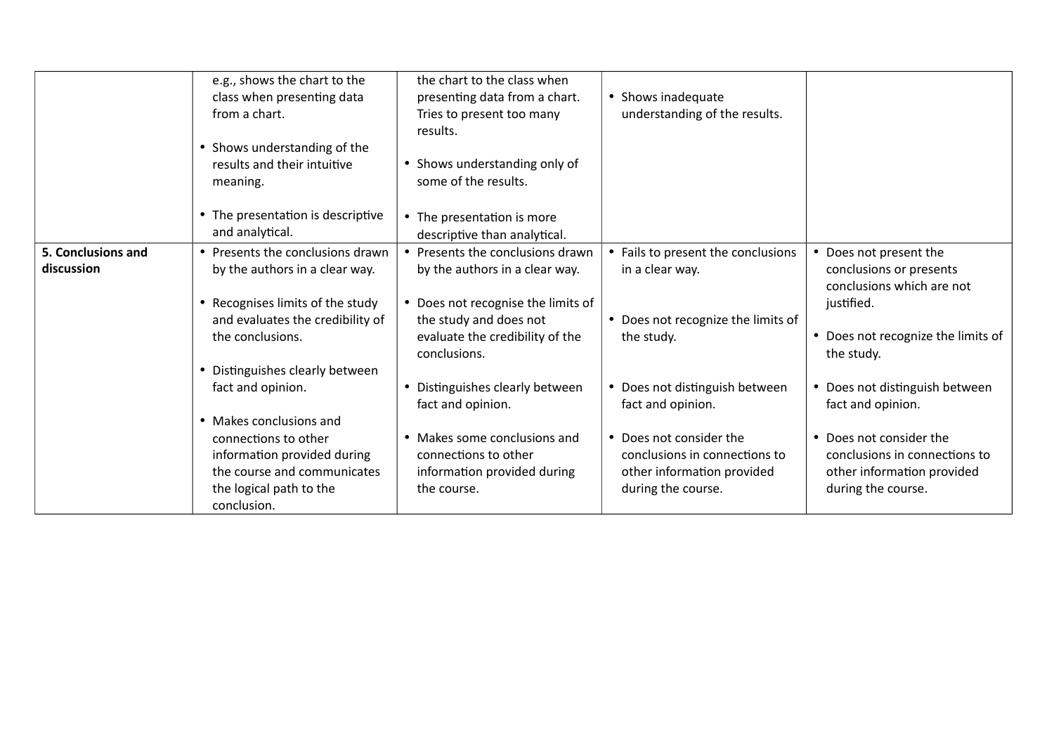| | | | | |
|---|---|---|---|---|
| | e.g., shows the chart to the class when presenting data from a chart. <br><br>• Shows understanding of the results and their intuitive meaning. <br><br>• The presentation is descriptive and analytical. | the chart to the class when presenting data from a chart. Tries to present too many results. <br><br>• Shows understanding only of some of the results. <br><br>• The presentation is more descriptive than analytical. | • Shows inadequate understanding of the results. | |
| **5. Conclusions and discussion** | • Presents the conclusions drawn by the authors in a clear way. <br><br>• Recognises limits of the study and evaluates the credibility of the conclusions. <br><br>• Distinguishes clearly between fact and opinion. <br><br>• Makes conclusions and connections to other information provided during the course and communicates the logical path to the conclusion. | • Presents the conclusions drawn by the authors in a clear way. <br><br>• Does not recognise the limits of the study and does not evaluate the credibility of the conclusions. <br><br>• Distinguishes clearly between fact and opinion. <br><br>• Makes some conclusions and connections to other information provided during the course. | • Fails to present the conclusions in a clear way. <br><br>• Does not recognize the limits of the study. <br><br>• Does not distinguish between fact and opinion. <br><br>• Does not consider the conclusions in connections to other information provided during the course. | • Does not present the conclusions or presents conclusions which are not justified. <br><br>• Does not recognize the limits of the study. <br><br>• Does not distinguish between fact and opinion. <br><br>• Does not consider the conclusions in connections to other information provided during the course. |